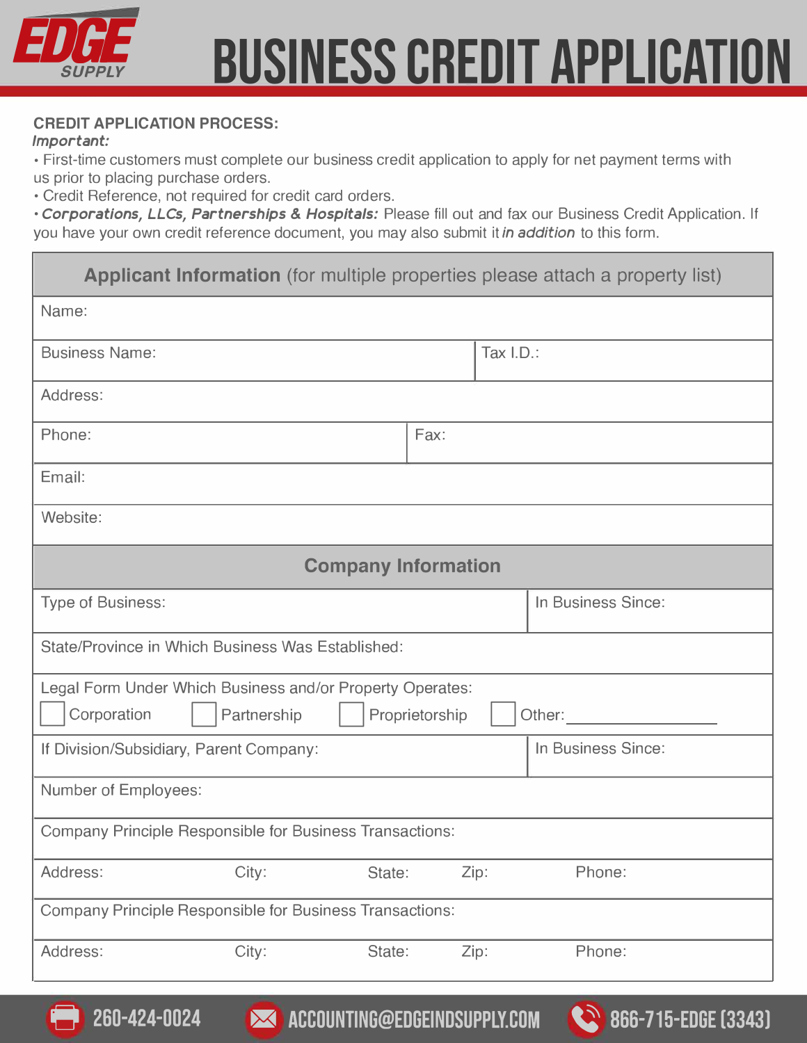# EDGE SUPPLY

# BUSINESS CREDIT APPLICATION

**CREDIT APPLICATION PROCESS:**

***Important:***

- First-time customers must complete our business credit application to apply for net payment terms with us prior to placing purchase orders.
- Credit Reference, not required for credit card orders.
- ***Corporations, LLCs, Partnerships & Hospitals:*** Please fill out and fax our Business Credit Application. If you have your own credit reference document, you may also submit it *in addition* to this form.

| **Applicant Information** (for multiple properties please attach a property list) | |
|---|---|
| Name: | |
| Business Name: | Tax I.D.: |
| Address: | |
| Phone: | Fax: |
| Email: | |
| Website: | |

| **Company Information** | | | | |
|---|---|---|---|---|
| Type of Business: | | | | In Business Since: |
| State/Province in Which Business Was Established: | | | | |
| Legal Form Under Which Business and/or Property Operates: ☐ Corporation ☐ Partnership ☐ Proprietorship ☐ Other: ______________ | | | | |
| If Division/Subsidiary, Parent Company: | | | | In Business Since: |
| Number of Employees: | | | | |
| Company Principle Responsible for Business Transactions: | | | | |
| Address: | City: | State: | Zip: | Phone: |
| Company Principle Responsible for Business Transactions: | | | | |
| Address: | City: | State: | Zip: | Phone: |

260-424-0024 | ACCOUNTING@EDGEINDSUPPLY.COM | 866-715-EDGE (3343)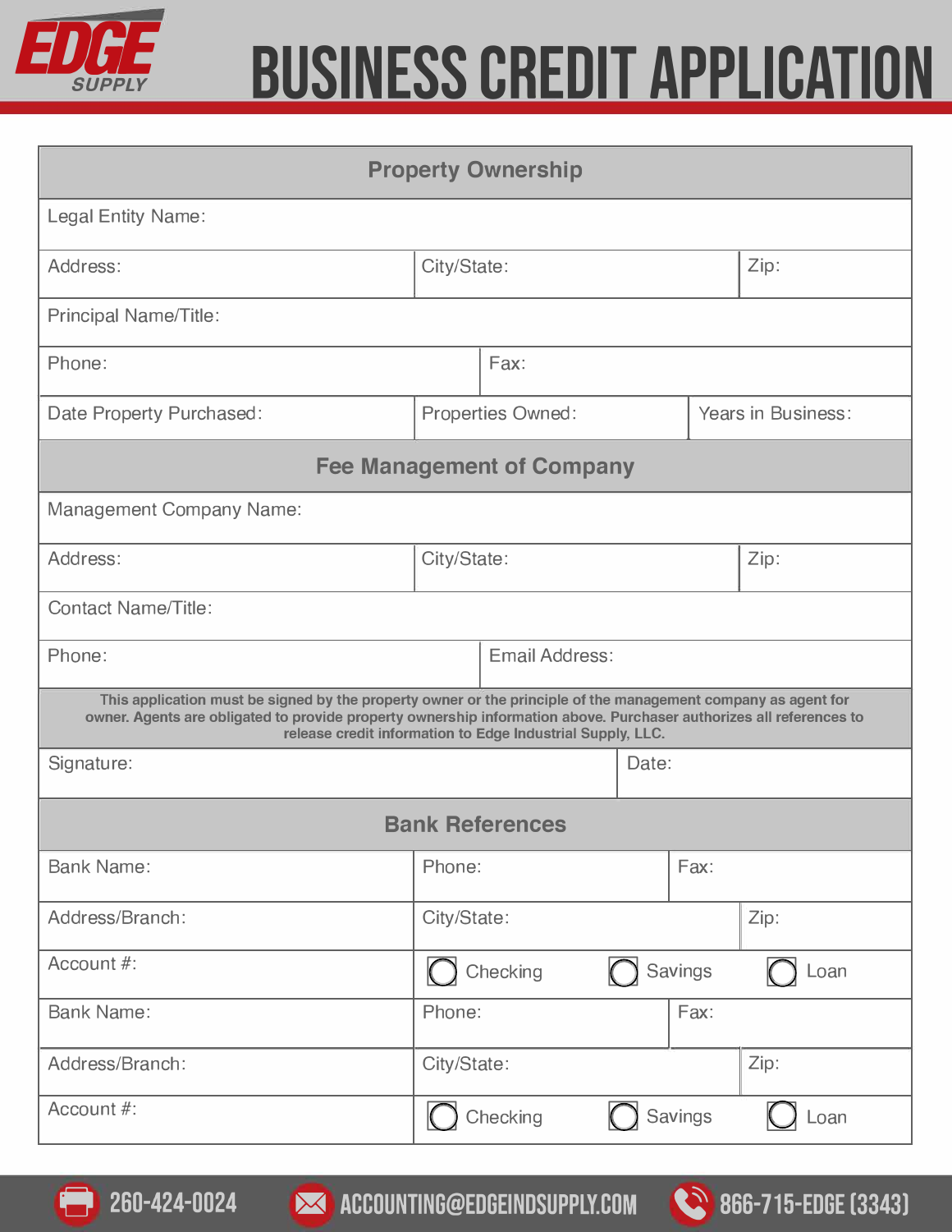EDGE SUPPLY

# BUSINESS CREDIT APPLICATION

## Property Ownership

| Legal Entity Name: | | |
|---|---|---|
| Address: | City/State: | Zip: |
| Principal Name/Title: | | |
| Phone: | Fax: | |
| Date Property Purchased: | Properties Owned: | Years in Business: |

## Fee Management of Company

| Management Company Name: | | |
|---|---|---|
| Address: | City/State: | Zip: |
| Contact Name/Title: | | |
| Phone: | Email Address: | |

**This application must be signed by the property owner or the principle of the management company as agent for owner. Agents are obligated to provide property ownership information above. Purchaser authorizes all references to release credit information to Edge Industrial Supply, LLC.**

| Signature: | Date: |
|---|---|

## Bank References

| Bank Name: | Phone: | Fax: |
|---|---|---|
| Address/Branch: | City/State: | Zip: |
| Account #: | ◯ Checking ◯ Savings ◯ Loan | |
| Bank Name: | Phone: | Fax: |
| Address/Branch: | City/State: | Zip: |
| Account #: | ◯ Checking ◯ Savings ◯ Loan | |

260-424-0024 ACCOUNTING@EDGEINDSUPPLY.COM 866-715-EDGE (3343)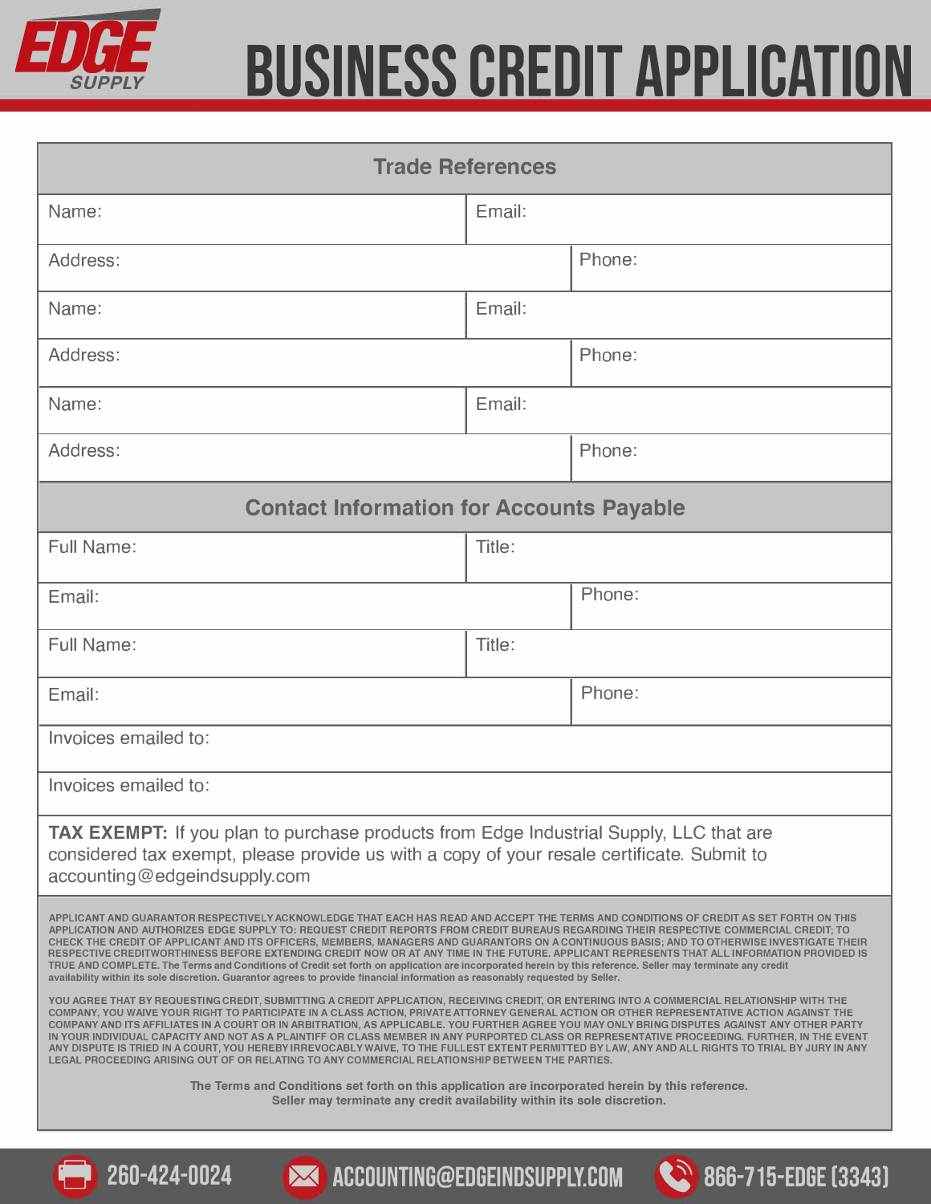EDGE SUPPLY

# BUSINESS CREDIT APPLICATION

## Trade References

| Name: | Email: |
|---|---|
| Address: | Phone: |
| Name: | Email: |
| Address: | Phone: |
| Name: | Email: |
| Address: | Phone: |

## Contact Information for Accounts Payable

| Full Name: | Title: |
|---|---|
| Email: | Phone: |
| Full Name: | Title: |
| Email: | Phone: |

Invoices emailed to:

Invoices emailed to:

**TAX EXEMPT:** If you plan to purchase products from Edge Industrial Supply, LLC that are considered tax exempt, please provide us with a copy of your resale certificate. Submit to accounting@edgeindsupply.com

APPLICANT AND GUARANTOR RESPECTIVELY ACKNOWLEDGE THAT EACH HAS READ AND ACCEPT THE TERMS AND CONDITIONS OF CREDIT AS SET FORTH ON THIS APPLICATION AND AUTHORIZES EDGE SUPPLY TO: REQUEST CREDIT REPORTS FROM CREDIT BUREAUS REGARDING THEIR RESPECTIVE COMMERCIAL CREDIT; TO CHECK THE CREDIT OF APPLICANT AND ITS OFFICERS, MEMBERS, MANAGERS AND GUARANTORS ON A CONTINUOUS BASIS; AND TO OTHERWISE INVESTIGATE THEIR RESPECTIVE CREDITWORTHINESS BEFORE EXTENDING CREDIT NOW OR AT ANY TIME IN THE FUTURE. APPLICANT REPRESENTS THAT ALL INFORMATION PROVIDED IS TRUE AND COMPLETE. The Terms and Conditions of Credit set forth on application are incorporated herein by this reference. Seller may terminate any credit availability within its sole discretion. Guarantor agrees to provide financial information as reasonably requested by Seller.

YOU AGREE THAT BY REQUESTING CREDIT, SUBMITTING A CREDIT APPLICATION, RECEIVING CREDIT, OR ENTERING INTO A COMMERCIAL RELATIONSHIP WITH THE COMPANY, YOU WAIVE YOUR RIGHT TO PARTICIPATE IN A CLASS ACTION, PRIVATE ATTORNEY GENERAL ACTION OR OTHER REPRESENTATIVE ACTION AGAINST THE COMPANY AND ITS AFFILIATES IN A COURT OR IN ARBITRATION, AS APPLICABLE. YOU FURTHER AGREE YOU MAY ONLY BRING DISPUTES AGAINST ANY OTHER PARTY IN YOUR INDIVIDUAL CAPACITY AND NOT AS A PLAINTIFF OR CLASS MEMBER IN ANY PURPORTED CLASS OR REPRESENTATIVE PROCEEDING. FURTHER, IN THE EVENT ANY DISPUTE IS TRIED IN A COURT, YOU HEREBY IRREVOCABLY WAIVE, TO THE FULLEST EXTENT PERMITTED BY LAW, ANY AND ALL RIGHTS TO TRIAL BY JURY IN ANY LEGAL PROCEEDING ARISING OUT OF OR RELATING TO ANY COMMERCIAL RELATIONSHIP BETWEEN THE PARTIES.

The Terms and Conditions set forth on this application are incorporated herein by this reference.
Seller may terminate any credit availability within its sole discretion.

260-424-0024 | ACCOUNTING@EDGEINDSUPPLY.COM | 866-715-EDGE (3343)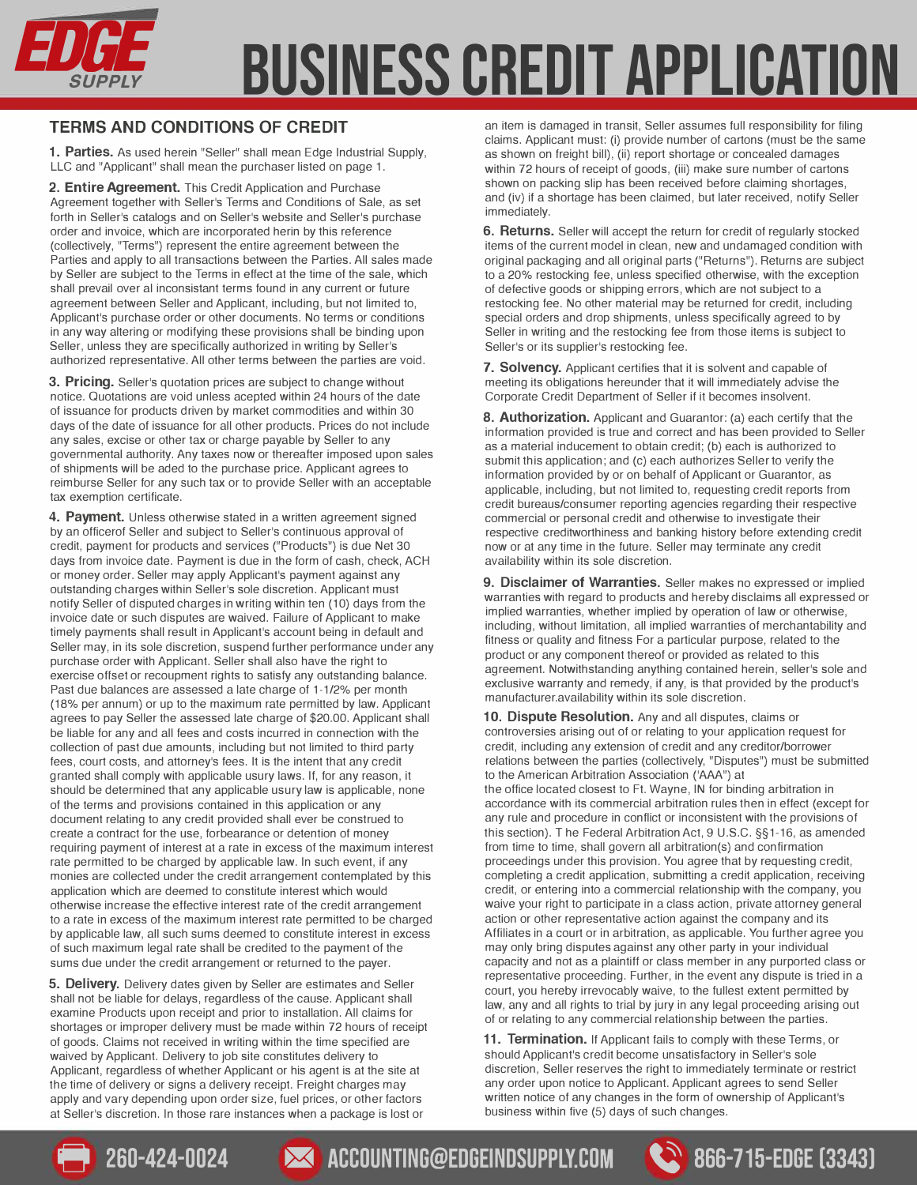# BUSINESS CREDIT APPLICATION

## TERMS AND CONDITIONS OF CREDIT

**1. Parties.** As used herein "Seller" shall mean Edge Industrial Supply, LLC and "Applicant" shall mean the purchaser listed on page 1.

**2. Entire Agreement.** This Credit Application and Purchase Agreement together with Seller's Terms and Conditions of Sale, as set forth in Seller's catalogs and on Seller's website and Seller's purchase order and invoice, which are incorporated herein by this reference (collectively, "Terms") represent the entire agreement between the Parties and apply to all transactions between the Parties. All sales made by Seller are subject to the Terms in effect at the time of the sale, which shall prevail over al inconsistant terms found in any current or future agreement between Seller and Applicant, including, but not limited to, Applicant's purchase order or other documents. No terms or conditions in any way altering or modifying these provisions shall be binding upon Seller, unless they are specifically authorized in writing by Seller's authorized representative. All other terms between the parties are void.

**3. Pricing.** Seller's quotation prices are subject to change without notice. Quotations are void unless accepted within 24 hours of the date of issuance for products driven by market commodities and within 30 days of the date of issuance for all other products. Prices do not include any sales, excise or other tax or charge payable by Seller to any governmental authority. Any taxes now or thereafter imposed upon sales of shipments will be aded to the purchase price. Applicant agrees to reimburse Seller for any such tax or to provide Seller with an acceptable tax exemption certificate.

**4. Payment.** Unless otherwise stated in a written agreement signed by an officerof Seller and subject to Seller's continuous approval of credit, payment for products and services ("Products") is due Net 30 days from invoice date. Payment is due in the form of cash, check, ACH or money order. Seller may apply Applicant's payment against any outstanding charges within Seller's sole discretion. Applicant must notify Seller of disputed charges in writing within ten (10) days from the invoice date or such disputes are waived. Failure of Applicant to make timely payments shall result in Applicant's account being in default and Seller may, in its sole discretion, suspend further performance under any purchase order with Applicant. Seller shall also have the right to exercise offset or recoupment rights to satisfy any outstanding balance. Past due balances are assessed a late charge of 1-1/2% per month (18% per annum) or up to the maximum rate permitted by law. Applicant agrees to pay Seller the assessed late charge of $20.00. Applicant shall be liable for any and all fees and costs incurred in connection with the collection of past due amounts, including but not limited to third party fees, court costs, and attorney's fees. It is the intent that any credit granted shall comply with applicable usury laws. If, for any reason, it should be determined that any applicable usury law is applicable, none of the terms and provisions contained in this application or any document relating to any credit provided shall ever be construed to create a contract for the use, forbearance or detention of money requiring payment of interest at a rate in excess of the maximum interest rate permitted to be charged by applicable law. In such event, if any monies are collected under the credit arrangement contemplated by this application which are deemed to constitute interest which would otherwise increase the effective interest rate of the credit arrangement to a rate in excess of the maximum interest rate permitted to be charged by applicable law, all such sums deemed to constitute interest in excess of such maximum legal rate shall be credited to the payment of the sums due under the credit arrangement or returned to the payer.

**5. Delivery.** Delivery dates given by Seller are estimates and Seller shall not be liable for delays, regardless of the cause. Applicant shall examine Products upon receipt and prior to installation. All claims for shortages or improper delivery must be made within 72 hours of receipt of goods. Claims not received in writing within the time specified are waived by Applicant. Delivery to job site constitutes delivery to Applicant, regardless of whether Applicant or his agent is at the site at the time of delivery or signs a delivery receipt. Freight charges may apply and vary depending upon order size, fuel prices, or other factors at Seller's discretion. In those rare instances when a package is lost or an item is damaged in transit, Seller assumes full responsibility for filing claims. Applicant must: (i) provide number of cartons (must be the same as shown on freight bill), (ii) report shortage or concealed damages within 72 hours of receipt of goods, (iii) make sure number of cartons shown on packing slip has been received before claiming shortages, and (iv) if a shortage has been claimed, but later received, notify Seller immediately.

**6. Returns.** Seller will accept the return for credit of regularly stocked items of the current model in clean, new and undamaged condition with original packaging and all original parts ("Returns"). Returns are subject to a 20% restocking fee, unless specified otherwise, with the exception of defective goods or shipping errors, which are not subject to a restocking fee. No other material may be returned for credit, including special orders and drop shipments, unless specifically agreed to by Seller in writing and the restocking fee from those items is subject to Seller's or its supplier's restocking fee.

**7. Solvency.** Applicant certifies that it is solvent and capable of meeting its obligations hereunder that it will immediately advise the Corporate Credit Department of Seller if it becomes insolvent.

**8. Authorization.** Applicant and Guarantor: (a) each certify that the information provided is true and correct and has been provided to Seller as a material inducement to obtain credit; (b) each is authorized to submit this application; and (c) each authorizes Seller to verify the information provided by or on behalf of Applicant or Guarantor, as applicable, including, but not limited to, requesting credit reports from credit bureaus/consumer reporting agencies regarding their respective commercial or personal credit and otherwise to investigate their respective creditworthiness and banking history before extending credit now or at any time in the future. Seller may terminate any credit availability within its sole discretion.

**9. Disclaimer of Warranties.** Seller makes no expressed or implied warranties with regard to products and hereby disclaims all expressed or implied warranties, whether implied by operation of law or otherwise, including, without limitation, all implied warranties of merchantability and fitness or quality and fitness For a particular purpose, related to the product or any component thereof or provided as related to this agreement. Notwithstanding anything contained herein, seller's sole and exclusive warranty and remedy, if any, is that provided by the product's manufacturer.availability within its sole discretion.

**10. Dispute Resolution.** Any and all disputes, claims or controversies arising out of or relating to your application request for credit, including any extension of credit and any creditor/borrower relations between the parties (collectively, "Disputes") must be submitted to the American Arbitration Association ('AAA") at the office located closest to Ft. Wayne, IN for binding arbitration in accordance with its commercial arbitration rules then in effect (except for any rule and procedure in conflict or inconsistent with the provisions of this section). T he Federal Arbitration Act, 9 U.S.C. §§1-16, as amended from time to time, shall govern all arbitration(s) and confirmation proceedings under this provision. You agree that by requesting credit, completing a credit application, submitting a credit application, receiving credit, or entering into a commercial relationship with the company, you waive your right to participate in a class action, private attorney general action or other representative action against the company and its Affiliates in a court or in arbitration, as applicable. You further agree you may only bring disputes against any other party in your individual capacity and not as a plaintiff or class member in any purported class or representative proceeding. Further, in the event any dispute is tried in a court, you hereby irrevocably waive, to the fullest extent permitted by law, any and all rights to trial by jury in any legal proceeding arising out of or relating to any commercial relationship between the parties.

**11. Termination.** If Applicant fails to comply with these Terms, or should Applicant's credit become unsatisfactory in Seller's sole discretion, Seller reserves the right to immediately terminate or restrict any order upon notice to Applicant. Applicant agrees to send Seller written notice of any changes in the form of ownership of Applicant's business within five (5) days of such changes.

260-424-0024 | ACCOUNTING@EDGEINDSUPPLY.COM | 866-715-EDGE (3343)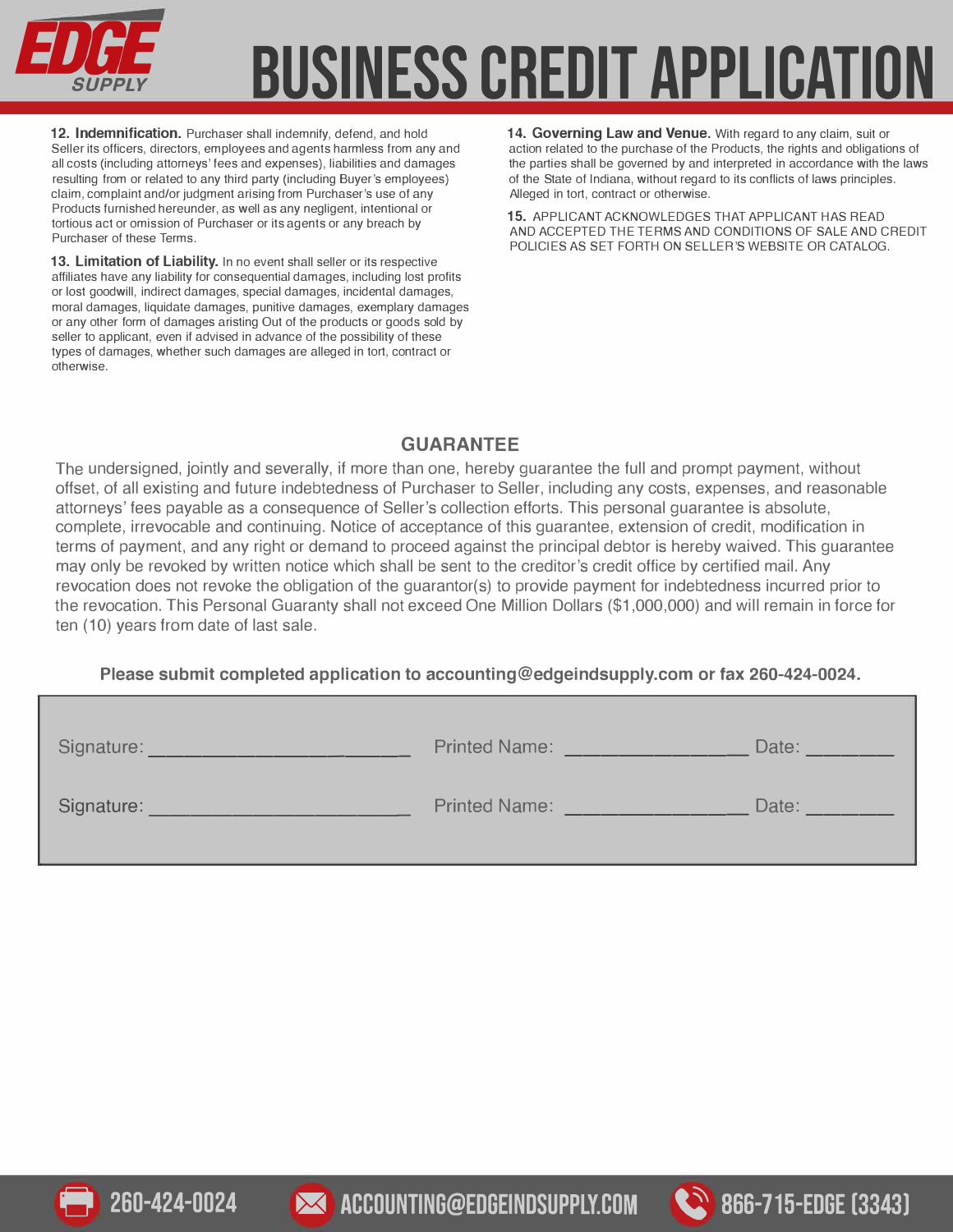# BUSINESS CREDIT APPLICATION

**12. Indemnification.** Purchaser shall indemnify, defend, and hold Seller its officers, directors, employees and agents harmless from any and all costs (including attorneys' fees and expenses), liabilities and damages resulting from or related to any third party (including Buyer's employees) claim, complaint and/or judgment arising from Purchaser's use of any Products furnished hereunder, as well as any negligent, intentional or tortious act or omission of Purchaser or its agents or any breach by Purchaser of these Terms.

**13. Limitation of Liability.** In no event shall seller or its respective affiliates have any liability for consequential damages, including lost profits or lost goodwill, indirect damages, special damages, incidental damages, moral damages, liquidate damages, punitive damages, exemplary damages or any other form of damages aristing Out of the products or goods sold by seller to applicant, even if advised in advance of the possibility of these types of damages, whether such damages are alleged in tort, contract or otherwise.

**14. Governing Law and Venue.** With regard to any claim, suit or action related to the purchase of the Products, the rights and obligations of the parties shall be governed by and interpreted in accordance with the laws of the State of Indiana, without regard to its conflicts of laws principles. Alleged in tort, contract or otherwise.

**15.** APPLICANT ACKNOWLEDGES THAT APPLICANT HAS READ AND ACCEPTED THE TERMS AND CONDITIONS OF SALE AND CREDIT POLICIES AS SET FORTH ON SELLER'S WEBSITE OR CATALOG.

## GUARANTEE

The undersigned, jointly and severally, if more than one, hereby guarantee the full and prompt payment, without offset, of all existing and future indebtedness of Purchaser to Seller, including any costs, expenses, and reasonable attorneys' fees payable as a consequence of Seller's collection efforts. This personal guarantee is absolute, complete, irrevocable and continuing. Notice of acceptance of this guarantee, extension of credit, modification in terms of payment, and any right or demand to proceed against the principal debtor is hereby waived. This guarantee may only be revoked by written notice which shall be sent to the creditor's credit office by certified mail. Any revocation does not revoke the obligation of the guarantor(s) to provide payment for indebtedness incurred prior to the revocation. This Personal Guaranty shall not exceed One Million Dollars ($1,000,000) and will remain in force for ten (10) years from date of last sale.

**Please submit completed application to accounting@edgeindsupply.com or fax 260-424-0024.**

Signature: ________________________ Printed Name: _________________ Date: ________

Signature: ________________________ Printed Name: _________________ Date: ________

260-424-0024 ACCOUNTING@EDGEINDSUPPLY.COM 866-715-EDGE (3343)